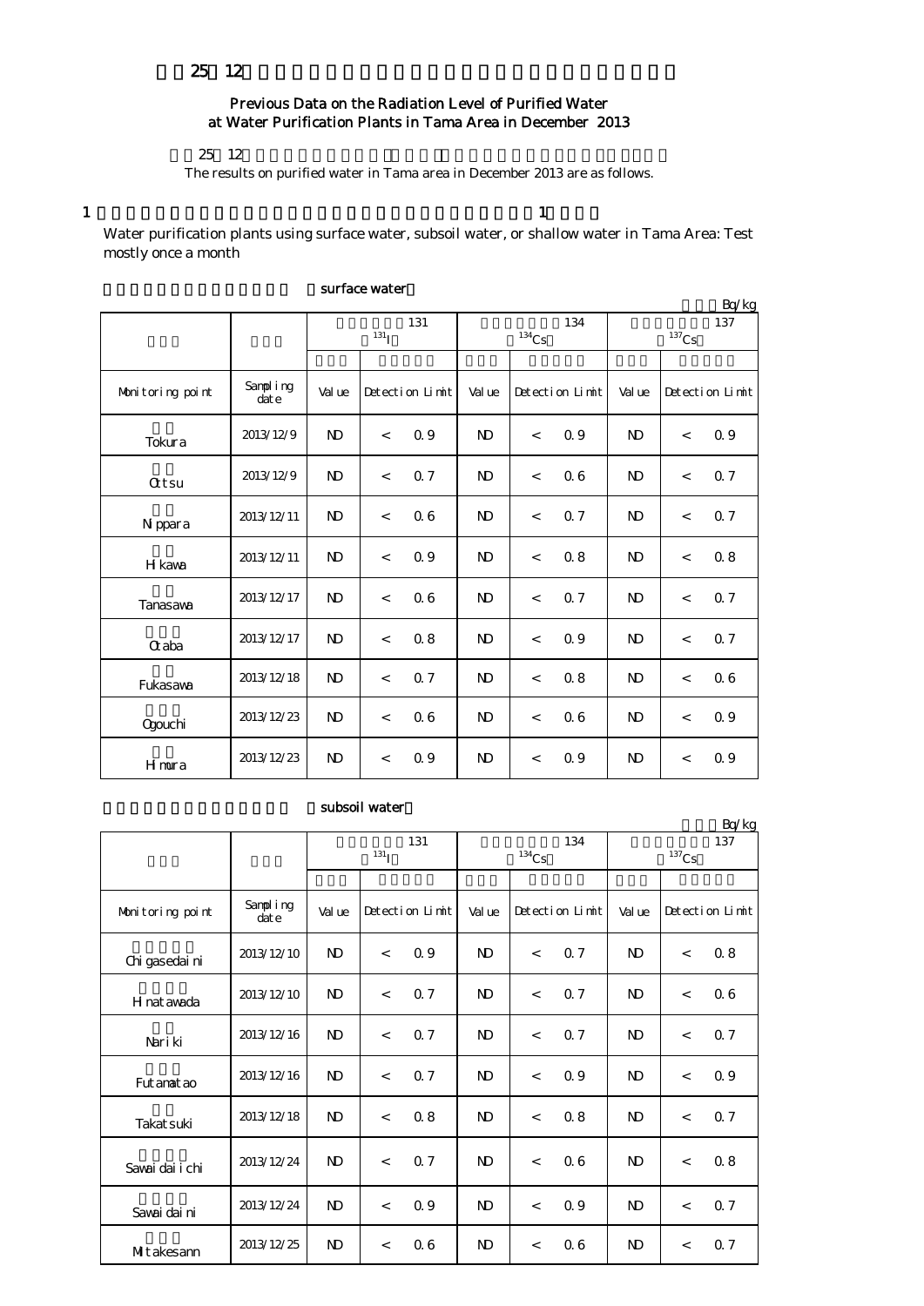25 12

## Previous Data on the Radiation Level of Purified Water at Water Purification Plants in Tama Area in December 2013

25 12

The results on purified water in Tama area in December 2013 are as follows.

1 1

Water purification plants using surface water, subsoil water, or shallow water in Tama Area: Test mostly once a month

surface water

Bq/kg

| | | 131 $^{131}I$ | | | 134 $^{134}Cs$ | | | 137 $^{137}Cs$ | | |
|---|---|---|---|---|---|---|---|---|---|---|
| Monitoring point | Sampling date | Value | Detection Limit | | Value | Detection Limit | | Value | Detection Limit | |
| Tokura | 2013/12/9 | ND | < | 0.9 | ND | < | 0.9 | ND | < | 0.9 |
| Otsu | 2013/12/9 | ND | < | 0.7 | ND | < | 0.6 | ND | < | 0.7 |
| Nippara | 2013/12/11 | ND | < | 0.6 | ND | < | 0.7 | ND | < | 0.7 |
| Hikawa | 2013/12/11 | ND | < | 0.9 | ND | < | 0.8 | ND | < | 0.8 |
| Tanasawa | 2013/12/17 | ND | < | 0.6 | ND | < | 0.7 | ND | < | 0.7 |
| Otaba | 2013/12/17 | ND | < | 0.8 | ND | < | 0.9 | ND | < | 0.7 |
| Fukasawa | 2013/12/18 | ND | < | 0.7 | ND | < | 0.8 | ND | < | 0.6 |
| Ogouchi | 2013/12/23 | ND | < | 0.6 | ND | < | 0.6 | ND | < | 0.9 |
| Himura | 2013/12/23 | ND | < | 0.9 | ND | < | 0.9 | ND | < | 0.9 |

subsoil water

Bq/kg

| | | 131 $^{131}I$ | | | 134 $^{134}Cs$ | | | 137 $^{137}Cs$ | | |
|---|---|---|---|---|---|---|---|---|---|---|
| Monitoring point | Sampling date | Value | Detection Limit | | Value | Detection Limit | | Value | Detection Limit | |
| Chigasedaini | 2013/12/10 | ND | < | 0.9 | ND | < | 0.7 | ND | < | 0.8 |
| Hinatawada | 2013/12/10 | ND | < | 0.7 | ND | < | 0.7 | ND | < | 0.6 |
| Nariki | 2013/12/16 | ND | < | 0.7 | ND | < | 0.7 | ND | < | 0.7 |
| Futamatao | 2013/12/16 | ND | < | 0.7 | ND | < | 0.9 | ND | < | 0.9 |
| Takatsuki | 2013/12/18 | ND | < | 0.8 | ND | < | 0.8 | ND | < | 0.7 |
| Sawaidaiichi | 2013/12/24 | ND | < | 0.7 | ND | < | 0.6 | ND | < | 0.8 |
| Sawaidaini | 2013/12/24 | ND | < | 0.9 | ND | < | 0.9 | ND | < | 0.7 |
| Mitakesann | 2013/12/25 | ND | < | 0.6 | ND | < | 0.6 | ND | < | 0.7 |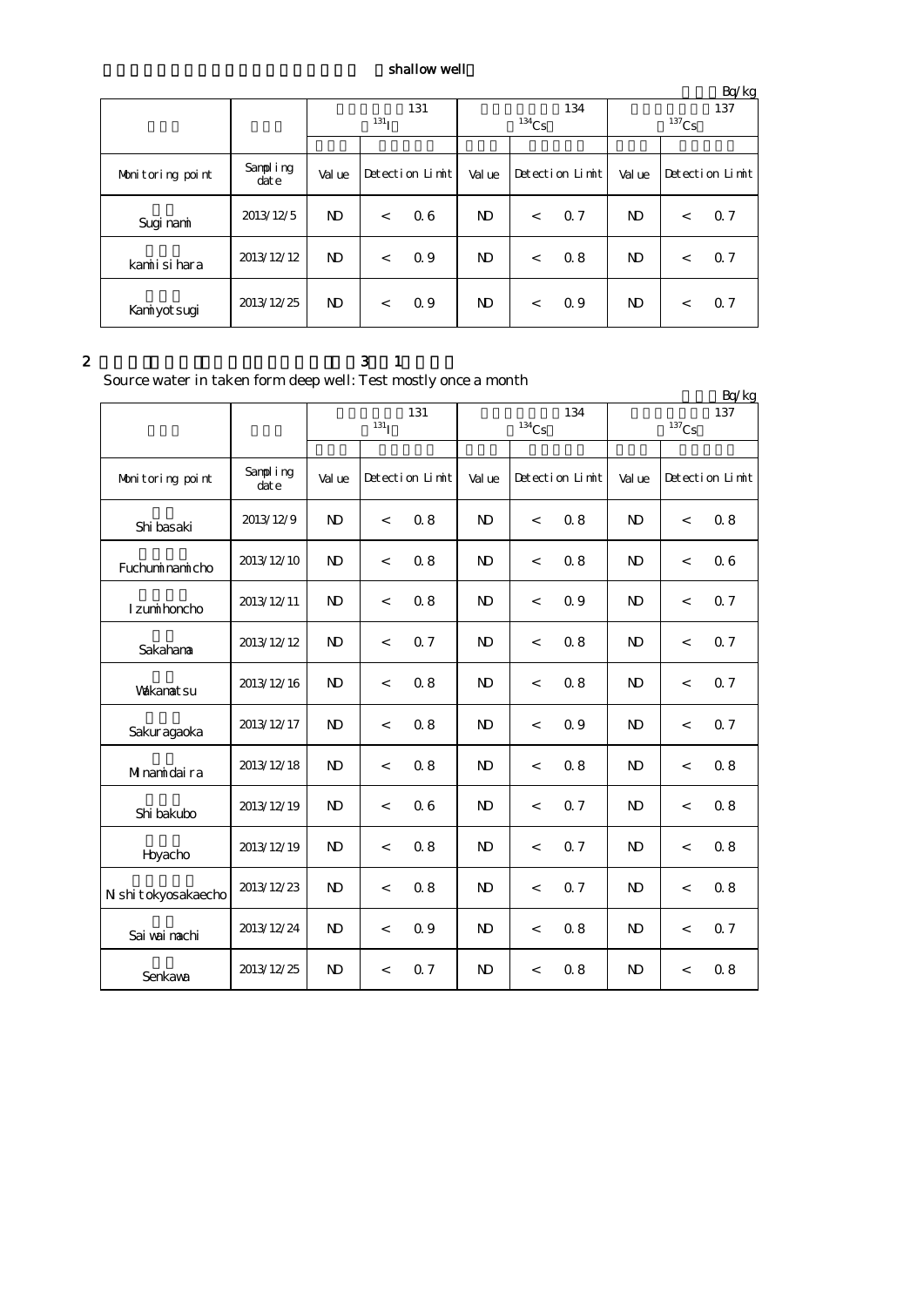shallow well

Bq/kg

| | | 131 $^{131}I$ | | | 134 $^{134}Cs$ | | | 137 $^{137}Cs$ | | |
|---|---|---|---|---|---|---|---|---|---|---|
| Monitoring point | Sampling date | Value | Detection Limit | | Value | Detection Limit | | Value | Detection Limit | |
| Suginami | 2013/12/5 | ND | < | 0.6 | ND | < | 0.7 | ND | < | 0.7 |
| kamiisihara | 2013/12/12 | ND | < | 0.9 | ND | < | 0.8 | ND | < | 0.7 |
| Kamiyotsugi | 2013/12/25 | ND | < | 0.9 | ND | < | 0.9 | ND | < | 0.7 |

2 3 1

Source water in taken form deep well: Test mostly once a month

Bq/kg

| | | 131 $^{131}I$ | | | 134 $^{134}Cs$ | | | 137 $^{137}Cs$ | | |
|---|---|---|---|---|---|---|---|---|---|---|
| Monitoring point | Sampling date | Value | Detection Limit | | Value | Detection Limit | | Value | Detection Limit | |
| Shibasaki | 2013/12/9 | ND | < | 0.8 | ND | < | 0.8 | ND | < | 0.8 |
| Fuchuminamicho | 2013/12/10 | ND | < | 0.8 | ND | < | 0.8 | ND | < | 0.6 |
| Izumihoncho | 2013/12/11 | ND | < | 0.8 | ND | < | 0.9 | ND | < | 0.7 |
| Sakahama | 2013/12/12 | ND | < | 0.7 | ND | < | 0.8 | ND | < | 0.7 |
| Wakamatsu | 2013/12/16 | ND | < | 0.8 | ND | < | 0.8 | ND | < | 0.7 |
| Sakuragaoka | 2013/12/17 | ND | < | 0.8 | ND | < | 0.9 | ND | < | 0.7 |
| Minamidaira | 2013/12/18 | ND | < | 0.8 | ND | < | 0.8 | ND | < | 0.8 |
| Shibakubo | 2013/12/19 | ND | < | 0.6 | ND | < | 0.7 | ND | < | 0.8 |
| Hoyacho | 2013/12/19 | ND | < | 0.8 | ND | < | 0.7 | ND | < | 0.8 |
| Nishitokyosakaecho | 2013/12/23 | ND | < | 0.8 | ND | < | 0.7 | ND | < | 0.8 |
| Saiwaimachi | 2013/12/24 | ND | < | 0.9 | ND | < | 0.8 | ND | < | 0.7 |
| Senkawa | 2013/12/25 | ND | < | 0.7 | ND | < | 0.8 | ND | < | 0.8 |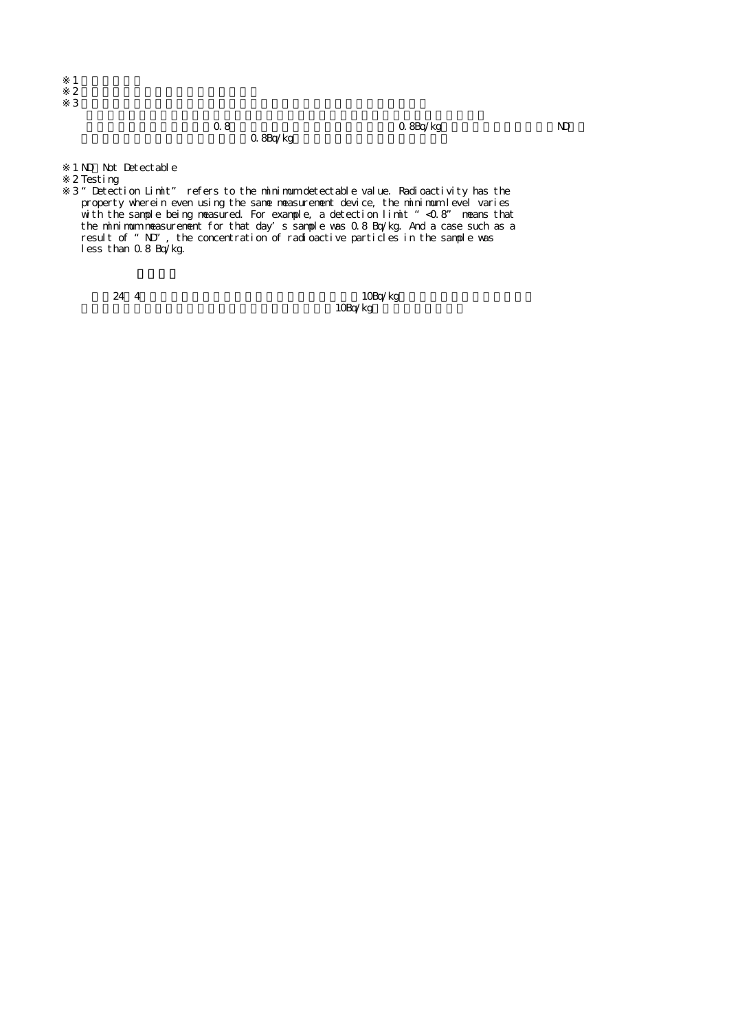※1
※2
※3

0.8 0.8Bq/kg ND
0.8Bq/kg

※1 ND Not Detectable
※2 Testing
※3 "Detection Limit" refers to the minimum detectable value. Radioactivity has the property wherein even using the same measurement device, the minimum level varies with the sample being measured. For example, a detection limit "<0.8" means that the minimum measurement for that day's sample was 0.8 Bq/kg. And a case such as a result of "ND", the concentration of radioactive particles in the sample was less than 0.8 Bq/kg.

24 4 10Bq/kg
10Bq/kg